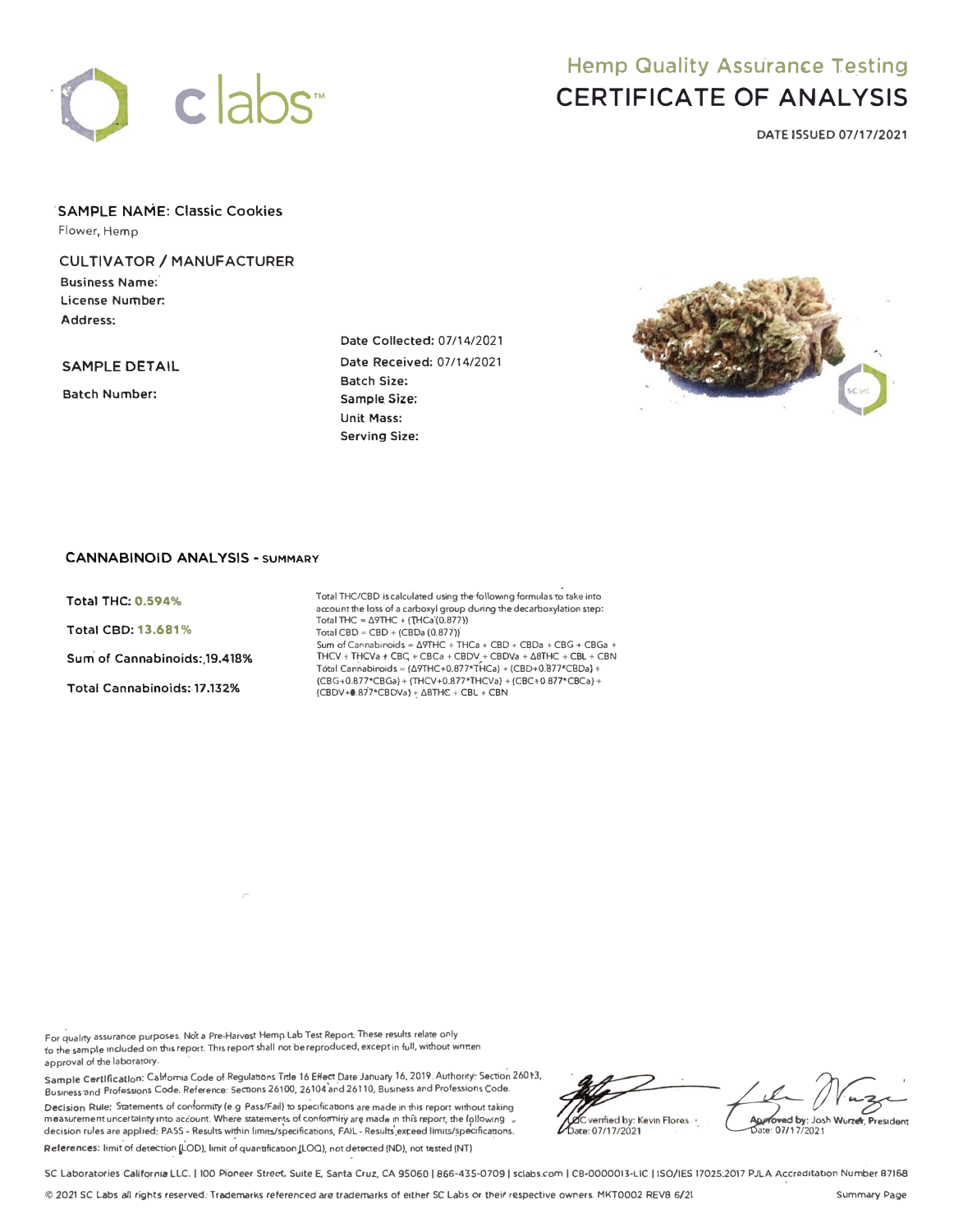# Hemp Quality Assurance Testing

# CERTIFICATE OF ANALYSIS

**DATE ISSUED 07/17/2021**

**SAMPLE NAME: Classic Cookies**
Flower, Hemp

**CULTIVATOR / MANUFACTURER**

**Business Name:**
**License Number:**
**Address:**

**SAMPLE DETAIL**

**Batch Number:**

**Date Collected:** 07/14/2021
**Date Received:** 07/14/2021
**Batch Size:**
**Sample Size:**
**Unit Mass:**
**Serving Size:**

## CANNABINOID ANALYSIS - SUMMARY

**Total THC: 0.594%**

**Total CBD: 13.681%**

**Sum of Cannabinoids: 19.418%**

**Total Cannabinoids: 17.132%**

Total THC/CBD is calculated using the following formulas to take into account the loss of a carboxyl group during the decarboxylation step:
Total THC = Δ9THC + (THCa*(0.877))
Total CBD = CBD + (CBDa*(0.877))
Sum of Cannabinoids = Δ9THC + THCa + CBD + CBDa + CBG + CBGa + THCV + THCVa + CBC + CBCa + CBDV + CBDVa + Δ8THC + CBL + CBN
Total Cannabinoids = (Δ9THC+0.877*THCa) + (CBD+0.877*CBDa) + (CBG+0.877*CBGa) + (THCV+0.877*THCVa) + (CBC+0.877*CBCa) + (CBDV+0.877*CBDVa) + Δ8THC + CBL + CBN

For quality assurance purposes. Not a Pre-Harvest Hemp Lab Test Report. These results relate only to the sample included on this report. This report shall not be reproduced, except in full, without written approval of the laboratory.

**Sample Certification:** California Code of Regulations Title 16 Effect Date January 16, 2019. Authority: Section 26013, Business and Professions Code. Reference: Sections 26100, 26104 and 26110, Business and Professions Code.

**Decision Rule:** Statements of conformity (e.g. Pass/Fail) to specifications are made in this report without taking measurement uncertainty into account. Where statements of conformity are made in this report, the following decision rules are applied: PASS - Results within limits/specifications, FAIL - Results exceed limits/specifications.

**References:** limit of detection (LOD), limit of quantification (LOQ), not detected (ND), not tested (NT)

LQC verified by: Kevin Flores
Date: 07/17/2021

Approved by: Josh Wurzer, President
Date: 07/17/2021

SC Laboratories California LLC. | 100 Pioneer Street, Suite E, Santa Cruz, CA 95060 | 866-435-0709 | sclabs.com | CB-0000013-LIC | ISO/IES 17025:2017 PJLA Accreditation Number 87168

© 2021 SC Labs all rights reserved. Trademarks referenced are trademarks of either SC Labs or their respective owners. MKT0002 REV8 6/21

Summary Page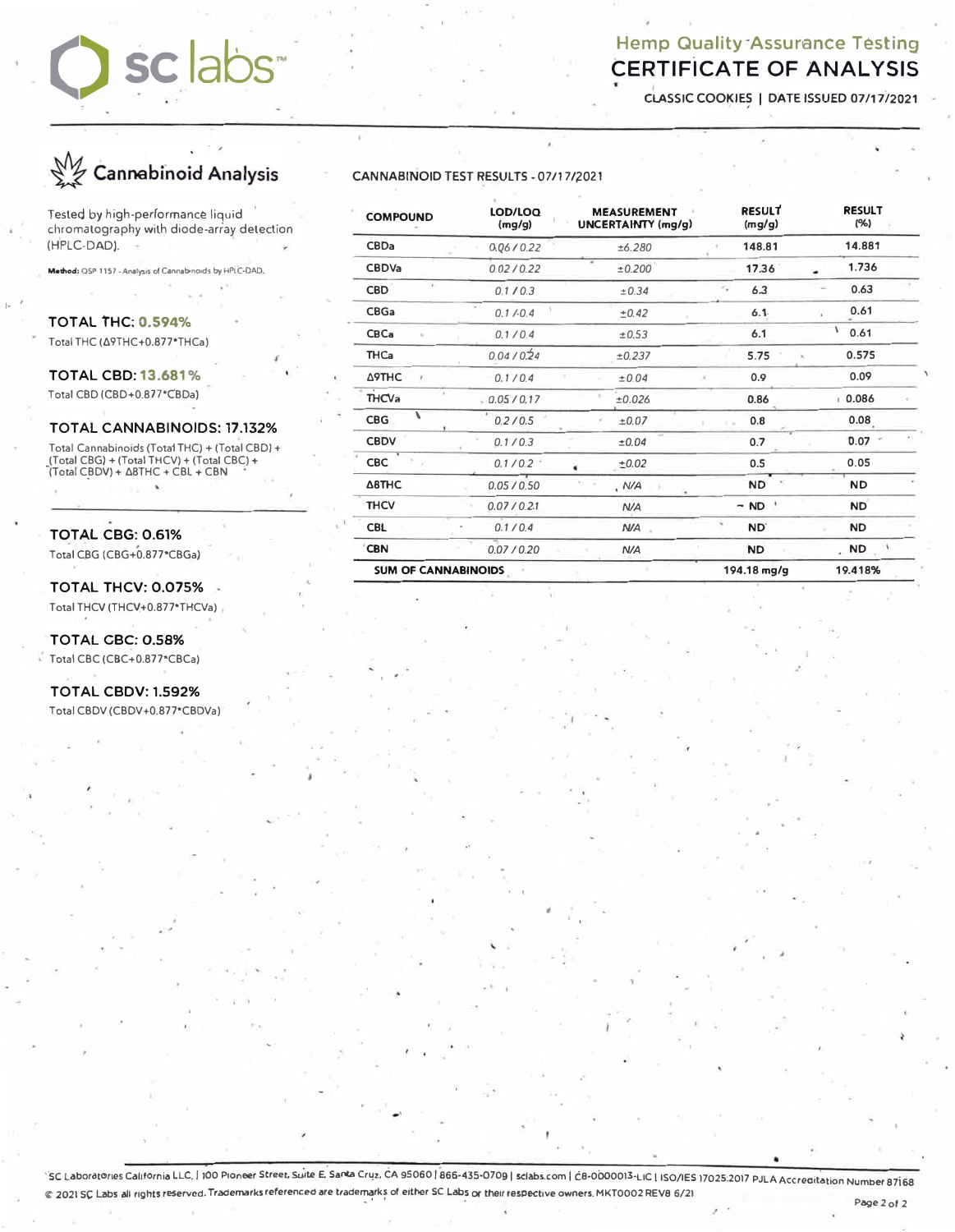sc labs™

## Hemp Quality Assurance Testing
# CERTIFICATE OF ANALYSIS

CLASSIC COOKIES | DATE ISSUED 07/17/2021

## Cannabinoid Analysis

Tested by high-performance liquid chromatography with diode-array detection (HPLC-DAD).

**Method:** QSP 1157 - Analysis of Cannabinoids by HPLC-DAD.

**TOTAL THC: 0.594%**
Total THC (Δ9THC+0.877*THCa)

**TOTAL CBD: 13.681%**
Total CBD (CBD+0.877*CBDa)

**TOTAL CANNABINOIDS: 17.132%**
Total Cannabinoids (Total THC) + (Total CBD) + (Total CBG) + (Total THCV) + (Total CBC) + (Total CBDV) + Δ8THC + CBL + CBN

**TOTAL CBG: 0.61%**
Total CBG (CBG+0.877*CBGa)

**TOTAL THCV: 0.075%**
Total THCV (THCV+0.877*THCVa)

**TOTAL CBC: 0.58%**
Total CBC (CBC+0.877*CBCa)

**TOTAL CBDV: 1.592%**
Total CBDV (CBDV+0.877*CBDVa)

CANNABINOID TEST RESULTS - 07/17/2021

| COMPOUND | LOD/LOQ (mg/g) | MEASUREMENT UNCERTAINTY (mg/g) | RESULT (mg/g) | RESULT (%) |
|---|---|---|---|---|
| CBDa | 0.06 / 0.22 | ±6.280 | 148.81 | 14.881 |
| CBDVa | 0.02 / 0.22 | ±0.200 | 17.36 | 1.736 |
| CBD | 0.1 / 0.3 | ±0.34 | 6.3 | 0.63 |
| CBGa | 0.1 / 0.4 | ±0.42 | 6.1 | 0.61 |
| CBCa | 0.1 / 0.4 | ±0.53 | 6.1 | 0.61 |
| THCa | 0.04 / 0.24 | ±0.237 | 5.75 | 0.575 |
| Δ9THC | 0.1 / 0.4 | ±0.04 | 0.9 | 0.09 |
| THCVa | 0.05 / 0.17 | ±0.026 | 0.86 | 0.086 |
| CBG | 0.2 / 0.5 | ±0.07 | 0.8 | 0.08 |
| CBDV | 0.1 / 0.3 | ±0.04 | 0.7 | 0.07 |
| CBC | 0.1 / 0.2 | ±0.02 | 0.5 | 0.05 |
| Δ8THC | 0.05 / 0.50 | N/A | ND | ND |
| THCV | 0.07 / 0.21 | N/A | ND | ND |
| CBL | 0.1 / 0.4 | N/A | ND | ND |
| CBN | 0.07 / 0.20 | N/A | ND | ND |
| SUM OF CANNABINOIDS | | | 194.18 mg/g | 19.418% |

SC Laboratories California LLC. | 100 Pioneer Street, Suite E, Santa Cruz, CA 95060 | 866-435-0709 | sclabs.com | C8-0000013-LIC | ISO/IES 17025:2017 PJLA Accreditation Number 87168
© 2021 SC Labs all rights reserved. Trademarks referenced are trademarks of either SC Labs or their respective owners. MKT0002 REV8 6/21